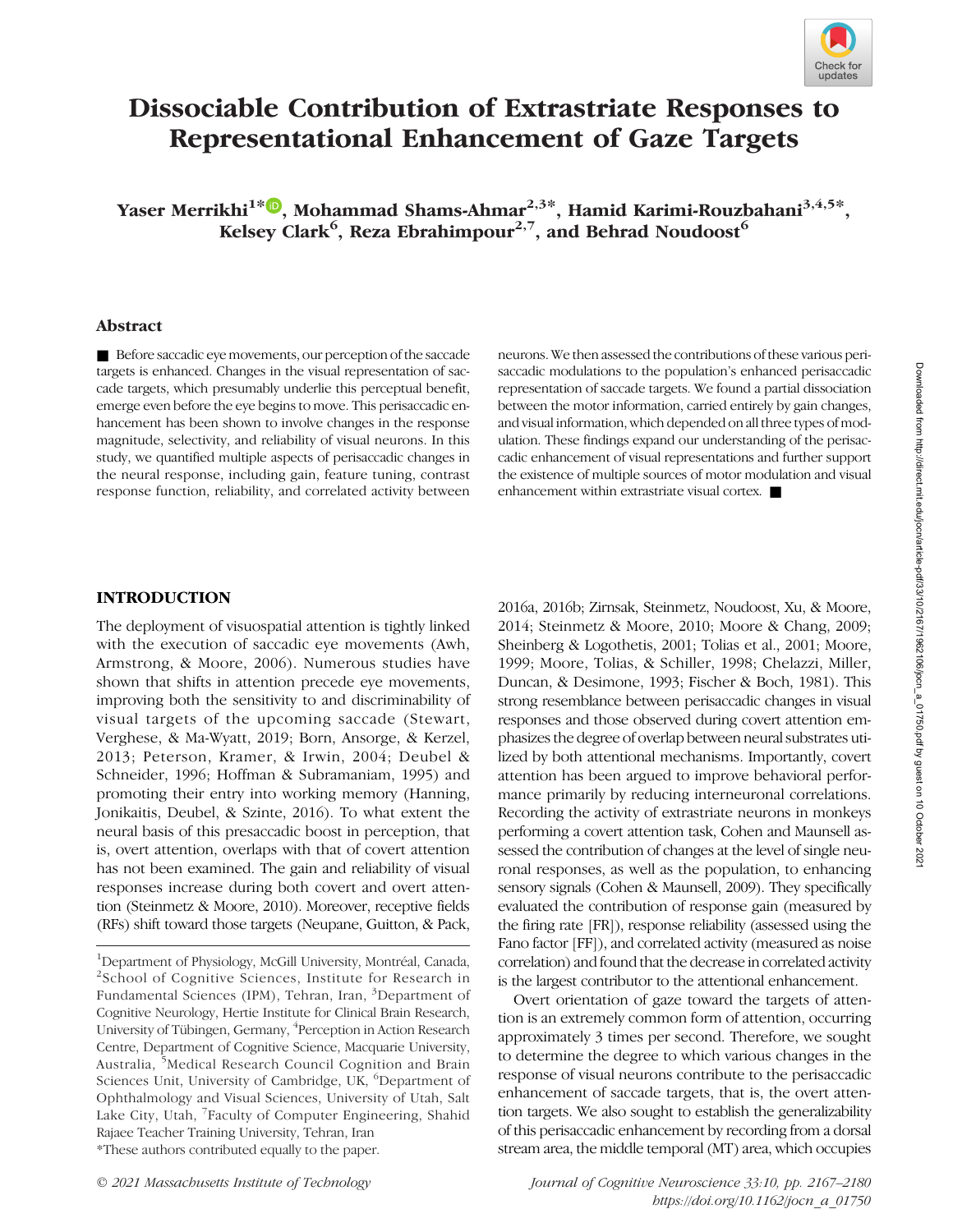# Dissociable Contribution of Extrastriate Responses to Representational Enhancement of Gaze Targets

**Yaser Merrikhi[1*], Mohammad Shams-Ahmar[2,3*], Hamid Karimi-Rouzbahani[3,4,5*], Kelsey Clark[6], Reza Ebrahimpour[2,7], and Behrad Noudoost[6]**

## Abstract

■ Before saccadic eye movements, our perception of the saccade targets is enhanced. Changes in the visual representation of saccade targets, which presumably underlie this perceptual benefit, emerge even before the eye begins to move. This perisaccadic enhancement has been shown to involve changes in the response magnitude, selectivity, and reliability of visual neurons. In this study, we quantified multiple aspects of perisaccadic changes in the neural response, including gain, feature tuning, contrast response function, reliability, and correlated activity between neurons. We then assessed the contributions of these various perisaccadic modulations to the population's enhanced perisaccadic representation of saccade targets. We found a partial dissociation between the motor information, carried entirely by gain changes, and visual information, which depended on all three types of modulation. These findings expand our understanding of the perisaccadic enhancement of visual representations and further support the existence of multiple sources of motor modulation and visual enhancement within extrastriate visual cortex. ■

## INTRODUCTION

The deployment of visuospatial attention is tightly linked with the execution of saccadic eye movements (Awh, Armstrong, & Moore, 2006). Numerous studies have shown that shifts in attention precede eye movements, improving both the sensitivity to and discriminability of visual targets of the upcoming saccade (Stewart, Verghese, & Ma-Wyatt, 2019; Born, Ansorge, & Kerzel, 2013; Peterson, Kramer, & Irwin, 2004; Deubel & Schneider, 1996; Hoffman & Subramaniam, 1995) and promoting their entry into working memory (Hanning, Jonikaitis, Deubel, & Szinte, 2016). To what extent the neural basis of this presaccadic boost in perception, that is, overt attention, overlaps with that of covert attention has not been examined. The gain and reliability of visual responses increase during both covert and overt attention (Steinmetz & Moore, 2010). Moreover, receptive fields (RFs) shift toward those targets (Neupane, Guitton, & Pack, 2016a, 2016b; Zirnsak, Steinmetz, Noudoost, Xu, & Moore, 2014; Steinmetz & Moore, 2010; Moore & Chang, 2009; Sheinberg & Logothetis, 2001; Tolias et al., 2001; Moore, 1999; Moore, Tolias, & Schiller, 1998; Chelazzi, Miller, Duncan, & Desimone, 1993; Fischer & Boch, 1981). This strong resemblance between perisaccadic changes in visual responses and those observed during covert attention emphasizes the degree of overlap between neural substrates utilized by both attentional mechanisms. Importantly, covert attention has been argued to improve behavioral performance primarily by reducing interneuronal correlations. Recording the activity of extrastriate neurons in monkeys performing a covert attention task, Cohen and Maunsell assessed the contribution of changes at the level of single neuronal responses, as well as the population, to enhancing sensory signals (Cohen & Maunsell, 2009). They specifically evaluated the contribution of response gain (measured by the firing rate [FR]), response reliability (assessed using the Fano factor [FF]), and correlated activity (measured as noise correlation) and found that the decrease in correlated activity is the largest contributor to the attentional enhancement.

Overt orientation of gaze toward the targets of attention is an extremely common form of attention, occurring approximately 3 times per second. Therefore, we sought to determine the degree to which various changes in the response of visual neurons contribute to the perisaccadic enhancement of saccade targets, that is, the overt attention targets. We also sought to establish the generalizability of this perisaccadic enhancement by recording from a dorsal stream area, the middle temporal (MT) area, which occupies

[1]Department of Physiology, McGill University, Montréal, Canada, [2]School of Cognitive Sciences, Institute for Research in Fundamental Sciences (IPM), Tehran, Iran, [3]Department of Cognitive Neurology, Hertie Institute for Clinical Brain Research, University of Tübingen, Germany, [4]Perception in Action Research Centre, Department of Cognitive Science, Macquarie University, Australia, [5]Medical Research Council Cognition and Brain Sciences Unit, University of Cambridge, UK, [6]Department of Ophthalmology and Visual Sciences, University of Utah, Salt Lake City, Utah, [7]Faculty of Computer Engineering, Shahid Rajaee Teacher Training University, Tehran, Iran

*These authors contributed equally to the paper.

© 2021 Massachusetts Institute of Technology

https://doi.org/10.1162/jocn_a_01750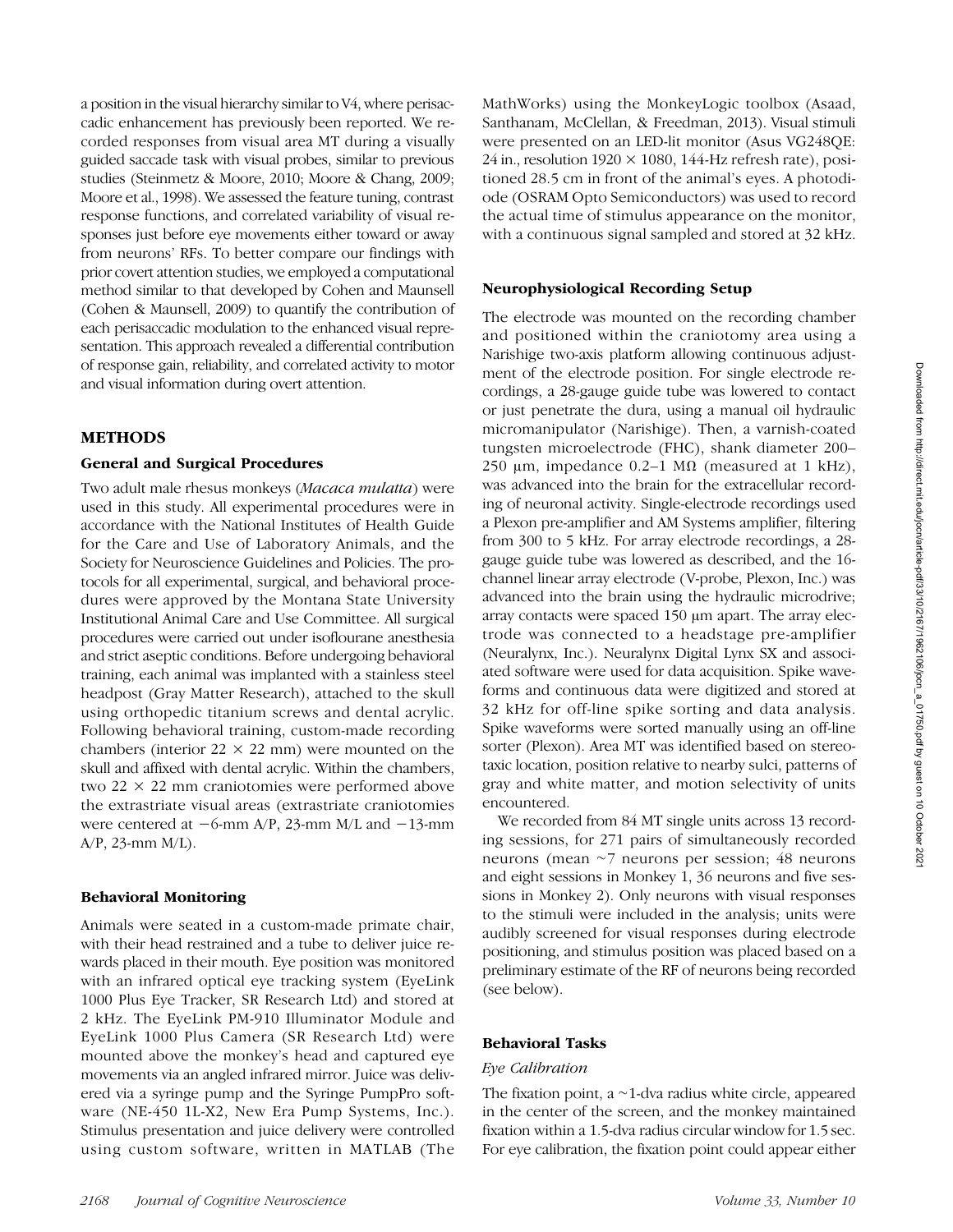a position in the visual hierarchy similar to V4, where perisaccadic enhancement has previously been reported. We recorded responses from visual area MT during a visually guided saccade task with visual probes, similar to previous studies (Steinmetz & Moore, 2010; Moore & Chang, 2009; Moore et al., 1998). We assessed the feature tuning, contrast response functions, and correlated variability of visual responses just before eye movements either toward or away from neurons' RFs. To better compare our findings with prior covert attention studies, we employed a computational method similar to that developed by Cohen and Maunsell (Cohen & Maunsell, 2009) to quantify the contribution of each perisaccadic modulation to the enhanced visual representation. This approach revealed a differential contribution of response gain, reliability, and correlated activity to motor and visual information during overt attention.

## METHODS

### General and Surgical Procedures

Two adult male rhesus monkeys (*Macaca mulatta*) were used in this study. All experimental procedures were in accordance with the National Institutes of Health Guide for the Care and Use of Laboratory Animals, and the Society for Neuroscience Guidelines and Policies. The protocols for all experimental, surgical, and behavioral procedures were approved by the Montana State University Institutional Animal Care and Use Committee. All surgical procedures were carried out under isoflourane anesthesia and strict aseptic conditions. Before undergoing behavioral training, each animal was implanted with a stainless steel headpost (Gray Matter Research), attached to the skull using orthopedic titanium screws and dental acrylic. Following behavioral training, custom-made recording chambers (interior 22 × 22 mm) were mounted on the skull and affixed with dental acrylic. Within the chambers, two 22 × 22 mm craniotomies were performed above the extrastriate visual areas (extrastriate craniotomies were centered at −6-mm A/P, 23-mm M/L and −13-mm A/P, 23-mm M/L).

### Behavioral Monitoring

Animals were seated in a custom-made primate chair, with their head restrained and a tube to deliver juice rewards placed in their mouth. Eye position was monitored with an infrared optical eye tracking system (EyeLink 1000 Plus Eye Tracker, SR Research Ltd) and stored at 2 kHz. The EyeLink PM-910 Illuminator Module and EyeLink 1000 Plus Camera (SR Research Ltd) were mounted above the monkey's head and captured eye movements via an angled infrared mirror. Juice was delivered via a syringe pump and the Syringe PumpPro software (NE-450 1L-X2, New Era Pump Systems, Inc.). Stimulus presentation and juice delivery were controlled using custom software, written in MATLAB (The MathWorks) using the MonkeyLogic toolbox (Asaad, Santhanam, McClellan, & Freedman, 2013). Visual stimuli were presented on an LED-lit monitor (Asus VG248QE: 24 in., resolution 1920 × 1080, 144-Hz refresh rate), positioned 28.5 cm in front of the animal's eyes. A photodiode (OSRAM Opto Semiconductors) was used to record the actual time of stimulus appearance on the monitor, with a continuous signal sampled and stored at 32 kHz.

### Neurophysiological Recording Setup

The electrode was mounted on the recording chamber and positioned within the craniotomy area using a Narishige two-axis platform allowing continuous adjustment of the electrode position. For single electrode recordings, a 28-gauge guide tube was lowered to contact or just penetrate the dura, using a manual oil hydraulic micromanipulator (Narishige). Then, a varnish-coated tungsten microelectrode (FHC), shank diameter 200–250 μm, impedance 0.2–1 MΩ (measured at 1 kHz), was advanced into the brain for the extracellular recording of neuronal activity. Single-electrode recordings used a Plexon pre-amplifier and AM Systems amplifier, filtering from 300 to 5 kHz. For array electrode recordings, a 28-gauge guide tube was lowered as described, and the 16-channel linear array electrode (V-probe, Plexon, Inc.) was advanced into the brain using the hydraulic microdrive; array contacts were spaced 150 μm apart. The array electrode was connected to a headstage pre-amplifier (Neuralynx, Inc.). Neuralynx Digital Lynx SX and associated software were used for data acquisition. Spike waveforms and continuous data were digitized and stored at 32 kHz for off-line spike sorting and data analysis. Spike waveforms were sorted manually using an off-line sorter (Plexon). Area MT was identified based on stereotaxic location, position relative to nearby sulci, patterns of gray and white matter, and motion selectivity of units encountered.

We recorded from 84 MT single units across 13 recording sessions, for 271 pairs of simultaneously recorded neurons (mean ~7 neurons per session; 48 neurons and eight sessions in Monkey 1, 36 neurons and five sessions in Monkey 2). Only neurons with visual responses to the stimuli were included in the analysis; units were audibly screened for visual responses during electrode positioning, and stimulus position was placed based on a preliminary estimate of the RF of neurons being recorded (see below).

### Behavioral Tasks

#### *Eye Calibration*

The fixation point, a ~1-dva radius white circle, appeared in the center of the screen, and the monkey maintained fixation within a 1.5-dva radius circular window for 1.5 sec. For eye calibration, the fixation point could appear either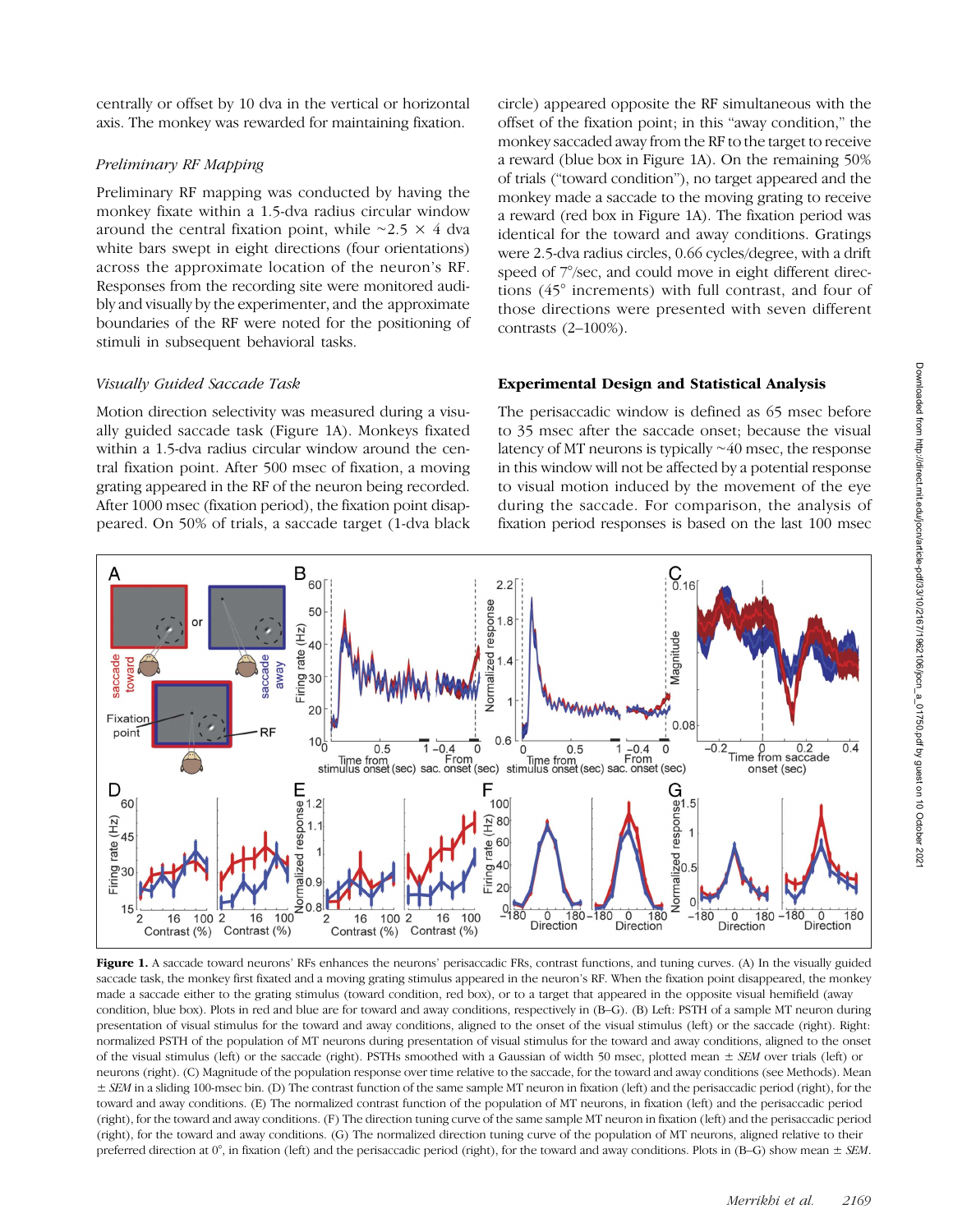centrally or offset by 10 dva in the vertical or horizontal axis. The monkey was rewarded for maintaining fixation.

*Preliminary RF Mapping*

Preliminary RF mapping was conducted by having the monkey fixate within a 1.5-dva radius circular window around the central fixation point, while ~2.5 × 4 dva white bars swept in eight directions (four orientations) across the approximate location of the neuron's RF. Responses from the recording site were monitored audibly and visually by the experimenter, and the approximate boundaries of the RF were noted for the positioning of stimuli in subsequent behavioral tasks.

*Visually Guided Saccade Task*

Motion direction selectivity was measured during a visually guided saccade task (Figure 1A). Monkeys fixated within a 1.5-dva radius circular window around the central fixation point. After 500 msec of fixation, a moving grating appeared in the RF of the neuron being recorded. After 1000 msec (fixation period), the fixation point disappeared. On 50% of trials, a saccade target (1-dva black circle) appeared opposite the RF simultaneous with the offset of the fixation point; in this "away condition," the monkey saccaded away from the RF to the target to receive a reward (blue box in Figure 1A). On the remaining 50% of trials ("toward condition"), no target appeared and the monkey made a saccade to the moving grating to receive a reward (red box in Figure 1A). The fixation period was identical for the toward and away conditions. Gratings were 2.5-dva radius circles, 0.66 cycles/degree, with a drift speed of 7°/sec, and could move in eight different directions (45° increments) with full contrast, and four of those directions were presented with seven different contrasts (2–100%).

### Experimental Design and Statistical Analysis

The perisaccadic window is defined as 65 msec before to 35 msec after the saccade onset; because the visual latency of MT neurons is typically ~40 msec, the response in this window will not be affected by a potential response to visual motion induced by the movement of the eye during the saccade. For comparison, the analysis of fixation period responses is based on the last 100 msec

**Figure 1.** A saccade toward neurons' RFs enhances the neurons' perisaccadic FRs, contrast functions, and tuning curves. (A) In the visually guided saccade task, the monkey first fixated and a moving grating stimulus appeared in the neuron's RF. When the fixation point disappeared, the monkey made a saccade either to the grating stimulus (toward condition, red box), or to a target that appeared in the opposite visual hemifield (away condition, blue box). Plots in red and blue are for toward and away conditions, respectively in (B–G). (B) Left: PSTH of a sample MT neuron during presentation of visual stimulus for the toward and away conditions, aligned to the onset of the visual stimulus (left) or the saccade (right). Right: normalized PSTH of the population of MT neurons during presentation of visual stimulus for the toward and away conditions, aligned to the onset of the visual stimulus (left) or the saccade (right). PSTHs smoothed with a Gaussian of width 50 msec, plotted mean ± *SEM* over trials (left) or neurons (right). (C) Magnitude of the population response over time relative to the saccade, for the toward and away conditions (see Methods). Mean ± *SEM* in a sliding 100-msec bin. (D) The contrast function of the same sample MT neuron in fixation (left) and the perisaccadic period (right), for the toward and away conditions. (E) The normalized contrast function of the population of MT neurons, in fixation (left) and the perisaccadic period (right), for the toward and away conditions. (F) The direction tuning curve of the same sample MT neuron in fixation (left) and the perisaccadic period (right), for the toward and away conditions. (G) The normalized direction tuning curve of the population of MT neurons, aligned to their preferred direction at 0°, in fixation (left) and the perisaccadic period (right), for the toward and away conditions. Plots in (B–G) show mean ± *SEM*.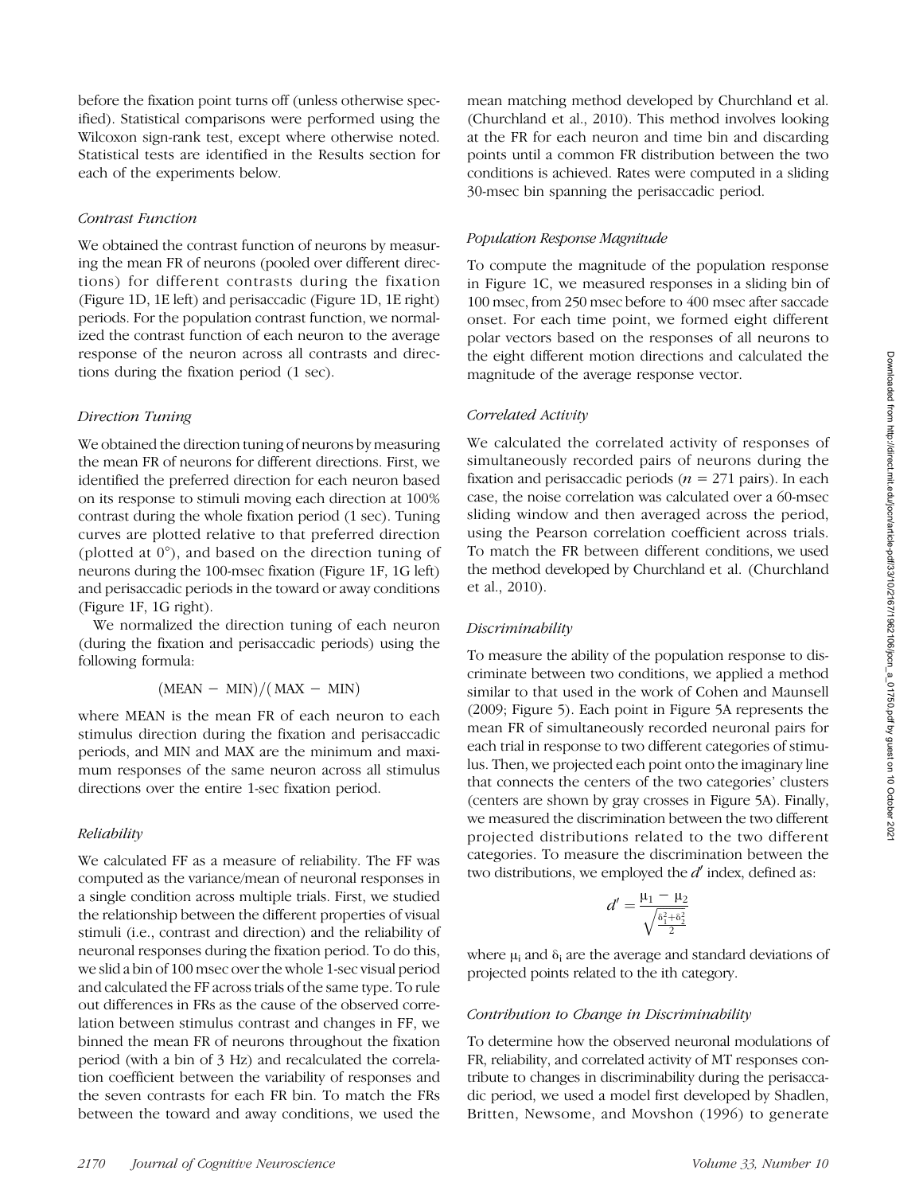before the fixation point turns off (unless otherwise specified). Statistical comparisons were performed using the Wilcoxon sign-rank test, except where otherwise noted. Statistical tests are identified in the Results section for each of the experiments below.

### *Contrast Function*

We obtained the contrast function of neurons by measuring the mean FR of neurons (pooled over different directions) for different contrasts during the fixation (Figure 1D, 1E left) and perisaccadic (Figure 1D, 1E right) periods. For the population contrast function, we normalized the contrast function of each neuron to the average response of the neuron across all contrasts and directions during the fixation period (1 sec).

### *Direction Tuning*

We obtained the direction tuning of neurons by measuring the mean FR of neurons for different directions. First, we identified the preferred direction for each neuron based on its response to stimuli moving each direction at 100% contrast during the whole fixation period (1 sec). Tuning curves are plotted relative to that preferred direction (plotted at 0°), and based on the direction tuning of neurons during the 100-msec fixation (Figure 1F, 1G left) and perisaccadic periods in the toward or away conditions (Figure 1F, 1G right).

We normalized the direction tuning of each neuron (during the fixation and perisaccadic periods) using the following formula:

$$(\text{MEAN} - \text{MIN})/(\text{MAX} - \text{MIN})$$

where MEAN is the mean FR of each neuron to each stimulus direction during the fixation and perisaccadic periods, and MIN and MAX are the minimum and maximum responses of the same neuron across all stimulus directions over the entire 1-sec fixation period.

### *Reliability*

We calculated FF as a measure of reliability. The FF was computed as the variance/mean of neuronal responses in a single condition across multiple trials. First, we studied the relationship between the different properties of visual stimuli (i.e., contrast and direction) and the reliability of neuronal responses during the fixation period. To do this, we slid a bin of 100 msec over the whole 1-sec visual period and calculated the FF across trials of the same type. To rule out differences in FRs as the cause of the observed correlation between stimulus contrast and changes in FF, we binned the mean FR of neurons throughout the fixation period (with a bin of 3 Hz) and recalculated the correlation coefficient between the variability of responses and the seven contrasts for each FR bin. To match the FRs between the toward and away conditions, we used the mean matching method developed by Churchland et al. (Churchland et al., 2010). This method involves looking at the FR for each neuron and time bin and discarding points until a common FR distribution between the two conditions is achieved. Rates were computed in a sliding 30-msec bin spanning the perisaccadic period.

### *Population Response Magnitude*

To compute the magnitude of the population response in Figure 1C, we measured responses in a sliding bin of 100 msec, from 250 msec before to 400 msec after saccade onset. For each time point, we formed eight different polar vectors based on the responses of all neurons to the eight different motion directions and calculated the magnitude of the average response vector.

### *Correlated Activity*

We calculated the correlated activity of responses of simultaneously recorded pairs of neurons during the fixation and perisaccadic periods ($n = 271$ pairs). In each case, the noise correlation was calculated over a 60-msec sliding window and then averaged across the period, using the Pearson correlation coefficient across trials. To match the FR between different conditions, we used the method developed by Churchland et al. (Churchland et al., 2010).

### *Discriminability*

To measure the ability of the population response to discriminate between two conditions, we applied a method similar to that used in the work of Cohen and Maunsell (2009; Figure 5). Each point in Figure 5A represents the mean FR of simultaneously recorded neuronal pairs for each trial in response to two different categories of stimulus. Then, we projected each point onto the imaginary line that connects the centers of the two categories' clusters (centers are shown by gray crosses in Figure 5A). Finally, we measured the discrimination between the two different projected distributions related to the two different categories. To measure the discrimination between the two distributions, we employed the $d'$ index, defined as:

$$d' = \frac{\mu_1 - \mu_2}{\sqrt{\frac{\delta_1^2 + \delta_2^2}{2}}}$$

where $\mu_i$ and $\delta_i$ are the average and standard deviations of projected points related to the ith category.

### *Contribution to Change in Discriminability*

To determine how the observed neuronal modulations of FR, reliability, and correlated activity of MT responses contribute to changes in discriminability during the perisaccadic period, we used a model first developed by Shadlen, Britten, Newsome, and Movshon (1996) to generate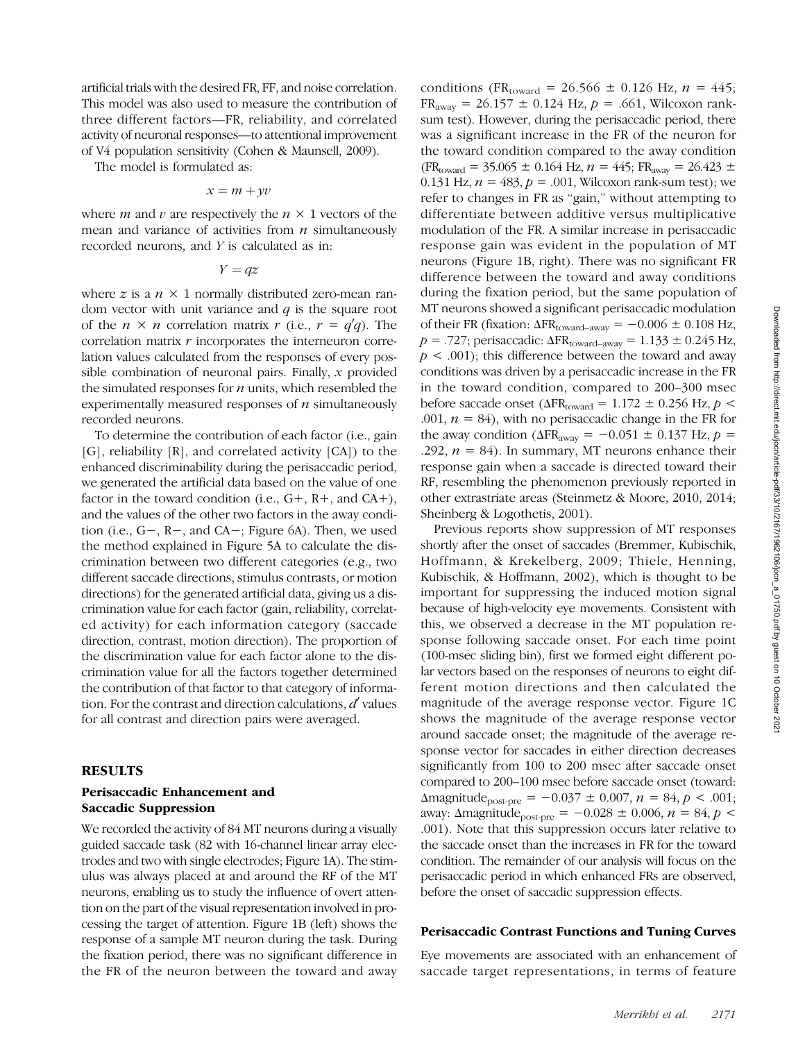artificial trials with the desired FR, FF, and noise correlation. This model was also used to measure the contribution of three different factors—FR, reliability, and correlated activity of neuronal responses—to attentional improvement of V4 population sensitivity (Cohen & Maunsell, 2009).

The model is formulated as:

$$x = m + yv$$

where $m$ and $v$ are respectively the $n \times 1$ vectors of the mean and variance of activities from $n$ simultaneously recorded neurons, and $Y$ is calculated as in:

$$Y = qz$$

where $z$ is a $n \times 1$ normally distributed zero-mean random vector with unit variance and $q$ is the square root of the $n \times n$ correlation matrix $r$ (i.e., $r = q'q$). The correlation matrix $r$ incorporates the interneuron correlation values calculated from the responses of every possible combination of neuronal pairs. Finally, $x$ provided the simulated responses for $n$ units, which resembled the experimentally measured responses of $n$ simultaneously recorded neurons.

To determine the contribution of each factor (i.e., gain [G], reliability [R], and correlated activity [CA]) to the enhanced discriminability during the perisaccadic period, we generated the artificial data based on the value of one factor in the toward condition (i.e., G+, R+, and CA+), and the values of the other two factors in the away condition (i.e., G−, R−, and CA−; Figure 6A). Then, we used the method explained in Figure 5A to calculate the discrimination between two different categories (e.g., two different saccade directions, stimulus contrasts, or motion directions) for the generated artificial data, giving us a discrimination value for each factor (gain, reliability, correlated activity) for each information category (saccade direction, contrast, motion direction). The proportion of the discrimination value for each factor alone to the discrimination value for all the factors together determined the contribution of that factor to that category of information. For the contrast and direction calculations, $d'$ values for all contrast and direction pairs were averaged.

## RESULTS

### Perisaccadic Enhancement and Saccadic Suppression

We recorded the activity of 84 MT neurons during a visually guided saccade task (82 with 16-channel linear array electrodes and two with single electrodes; Figure 1A). The stimulus was always placed at and around the RF of the MT neurons, enabling us to study the influence of overt attention on the part of the visual representation involved in processing the target of attention. Figure 1B (left) shows the response of a sample MT neuron during the task. During the fixation period, there was no significant difference in the FR of the neuron between the toward and away conditions ($FR_{toward} = 26.566 \pm 0.126$ Hz, $n = 445$; $FR_{away} = 26.157 \pm 0.124$ Hz, $p = .661$, Wilcoxon rank-sum test). However, during the perisaccadic period, there was a significant increase in the FR of the neuron for the toward condition compared to the away condition ($FR_{toward} = 35.065 \pm 0.164$ Hz, $n = 445$; $FR_{away} = 26.423 \pm 0.131$ Hz, $n = 483$, $p = .001$, Wilcoxon rank-sum test); we refer to changes in FR as "gain," without attempting to differentiate between additive versus multiplicative modulation of the FR. A similar increase in perisaccadic response gain was evident in the population of MT neurons (Figure 1B, right). There was no significant FR difference between the toward and away conditions during the fixation period, but the same population of MT neurons showed a significant perisaccadic modulation of their FR (fixation: $\Delta FR_{toward-away} = -0.006 \pm 0.108$ Hz, $p = .727$; perisaccadic: $\Delta FR_{toward-away} = 1.133 \pm 0.245$ Hz, $p < .001$); this difference between the toward and away conditions was driven by a perisaccadic increase in the FR in the toward condition, compared to 200–300 msec before saccade onset ($\Delta FR_{toward} = 1.172 \pm 0.256$ Hz, $p < .001$, $n = 84$), with no perisaccadic change in the FR for the away condition ($\Delta FR_{away} = -0.051 \pm 0.137$ Hz, $p = .292$, $n = 84$). In summary, MT neurons enhance their response gain when a saccade is directed toward their RF, resembling the phenomenon previously reported in other extrastriate areas (Steinmetz & Moore, 2010, 2014; Sheinberg & Logothetis, 2001).

Previous reports show suppression of MT responses shortly after the onset of saccades (Bremmer, Kubischik, Hoffmann, & Krekelberg, 2009; Thiele, Henning, Kubischik, & Hoffmann, 2002), which is thought to be important for suppressing the induced motion signal because of high-velocity eye movements. Consistent with this, we observed a decrease in the MT population response following saccade onset. For each time point (100-msec sliding bin), first we formed eight different polar vectors based on the responses of neurons to eight different motion directions and then calculated the magnitude of the average response vector. Figure 1C shows the magnitude of the average response vector around saccade onset; the magnitude of the average response vector for saccades in either direction decreases significantly from 100 to 200 msec after saccade onset compared to 200–100 msec before saccade onset (toward: $\Delta magnitude_{post-pre} = -0.037 \pm 0.007$, $n = 84$, $p < .001$; away: $\Delta magnitude_{post-pre} = -0.028 \pm 0.006$, $n = 84$, $p < .001$). Note that this suppression occurs later relative to the saccade onset than the increases in FR for the toward condition. The remainder of our analysis will focus on the perisaccadic period in which enhanced FRs are observed, before the onset of saccadic suppression effects.

### Perisaccadic Contrast Functions and Tuning Curves

Eye movements are associated with an enhancement of saccade target representations, in terms of feature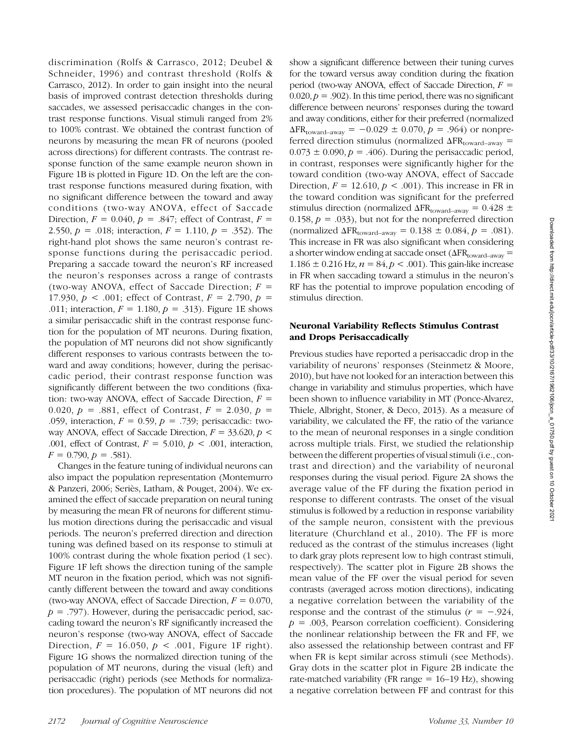discrimination (Rolfs & Carrasco, 2012; Deubel & Schneider, 1996) and contrast threshold (Rolfs & Carrasco, 2012). In order to gain insight into the neural basis of improved contrast detection thresholds during saccades, we assessed perisaccadic changes in the contrast response functions. Visual stimuli ranged from 2% to 100% contrast. We obtained the contrast function of neurons by measuring the mean FR of neurons (pooled across directions) for different contrasts. The contrast response function of the same example neuron shown in Figure 1B is plotted in Figure 1D. On the left are the contrast response functions measured during fixation, with no significant difference between the toward and away conditions (two-way ANOVA, effect of Saccade Direction, $F = 0.040$, $p = .847$; effect of Contrast, $F = 2.550$, $p = .018$; interaction, $F = 1.110$, $p = .352$). The right-hand plot shows the same neuron's contrast response functions during the perisaccadic period. Preparing a saccade toward the neuron's RF increased the neuron's responses across a range of contrasts (two-way ANOVA, effect of Saccade Direction; $F = 17.930$, $p < .001$; effect of Contrast, $F = 2.790$, $p = .011$; interaction, $F = 1.180$, $p = .313$). Figure 1E shows a similar perisaccadic shift in the contrast response function for the population of MT neurons. During fixation, the population of MT neurons did not show significantly different responses to various contrasts between the toward and away conditions; however, during the perisaccadic period, their contrast response function was significantly different between the two conditions (fixation: two-way ANOVA, effect of Saccade Direction, $F = 0.020$, $p = .881$, effect of Contrast, $F = 2.030$, $p = .059$, interaction, $F = 0.59$, $p = .739$; perisaccadic: two-way ANOVA, effect of Saccade Direction, $F = 33.620$, $p < .001$, effect of Contrast, $F = 5.010$, $p < .001$, interaction, $F = 0.790$, $p = .581$).

Changes in the feature tuning of individual neurons can also impact the population representation (Montemurro & Panzeri, 2006; Seriès, Latham, & Pouget, 2004). We examined the effect of saccade preparation on neural tuning by measuring the mean FR of neurons for different stimulus motion directions during the perisaccadic and visual periods. The neuron's preferred direction and direction tuning was defined based on its response to stimuli at 100% contrast during the whole fixation period (1 sec). Figure 1F left shows the direction tuning of the sample MT neuron in the fixation period, which was not significantly different between the toward and away conditions (two-way ANOVA, effect of Saccade Direction, $F = 0.070$, $p = .797$). However, during the perisaccadic period, saccading toward the neuron's RF significantly increased the neuron's response (two-way ANOVA, effect of Saccade Direction, $F = 16.050$, $p < .001$, Figure 1F right). Figure 1G shows the normalized direction tuning of the population of MT neurons, during the visual (left) and perisaccadic (right) periods (see Methods for normalization procedures). The population of MT neurons did not show a significant difference between their tuning curves for the toward versus away condition during the fixation period (two-way ANOVA, effect of Saccade Direction, $F = 0.020$, $p = .902$). In this time period, there was no significant difference between neurons' responses during the toward and away conditions, either for their preferred (normalized $\Delta FR_{toward–away} = -0.029 \pm 0.070$, $p = .964$) or nonpreferred direction stimulus (normalized $\Delta FR_{toward–away} = 0.073 \pm 0.090$, $p = .406$). During the perisaccadic period, in contrast, responses were significantly higher for the toward condition (two-way ANOVA, effect of Saccade Direction, $F = 12.610$, $p < .001$). This increase in FR in the toward condition was significant for the preferred stimulus direction (normalized $\Delta FR_{toward–away} = 0.428 \pm 0.158$, $p = .033$), but not for the nonpreferred direction (normalized $\Delta FR_{toward–away} = 0.138 \pm 0.084$, $p = .081$). This increase in FR was also significant when considering a shorter window ending at saccade onset ($\Delta FR_{toward–away} = 1.186 \pm 0.216$ Hz, $n = 84$, $p < .001$). This gain-like increase in FR when saccading toward a stimulus in the neuron's RF has the potential to improve population encoding of stimulus direction.

### Neuronal Variability Reflects Stimulus Contrast and Drops Perisaccadically

Previous studies have reported a perisaccadic drop in the variability of neurons' responses (Steinmetz & Moore, 2010), but have not looked for an interaction between this change in variability and stimulus properties, which have been shown to influence variability in MT (Ponce-Alvarez, Thiele, Albright, Stoner, & Deco, 2013). As a measure of variability, we calculated the FF, the ratio of the variance to the mean of neuronal responses in a single condition across multiple trials. First, we studied the relationship between the different properties of visual stimuli (i.e., contrast and direction) and the variability of neuronal responses during the visual period. Figure 2A shows the average value of the FF during the fixation period in response to different contrasts. The onset of the visual stimulus is followed by a reduction in response variability of the sample neuron, consistent with the previous literature (Churchland et al., 2010). The FF is more reduced as the contrast of the stimulus increases (light to dark gray plots represent low to high contrast stimuli, respectively). The scatter plot in Figure 2B shows the mean value of the FF over the visual period for seven contrasts (averaged across motion directions), indicating a negative correlation between the variability of the response and the contrast of the stimulus ($r = -.924$, $p = .003$, Pearson correlation coefficient). Considering the nonlinear relationship between the FR and FF, we also assessed the relationship between contrast and FF when FR is kept similar across stimuli (see Methods). Gray dots in the scatter plot in Figure 2B indicate the rate-matched variability (FR range = 16–19 Hz), showing a negative correlation between FF and contrast for this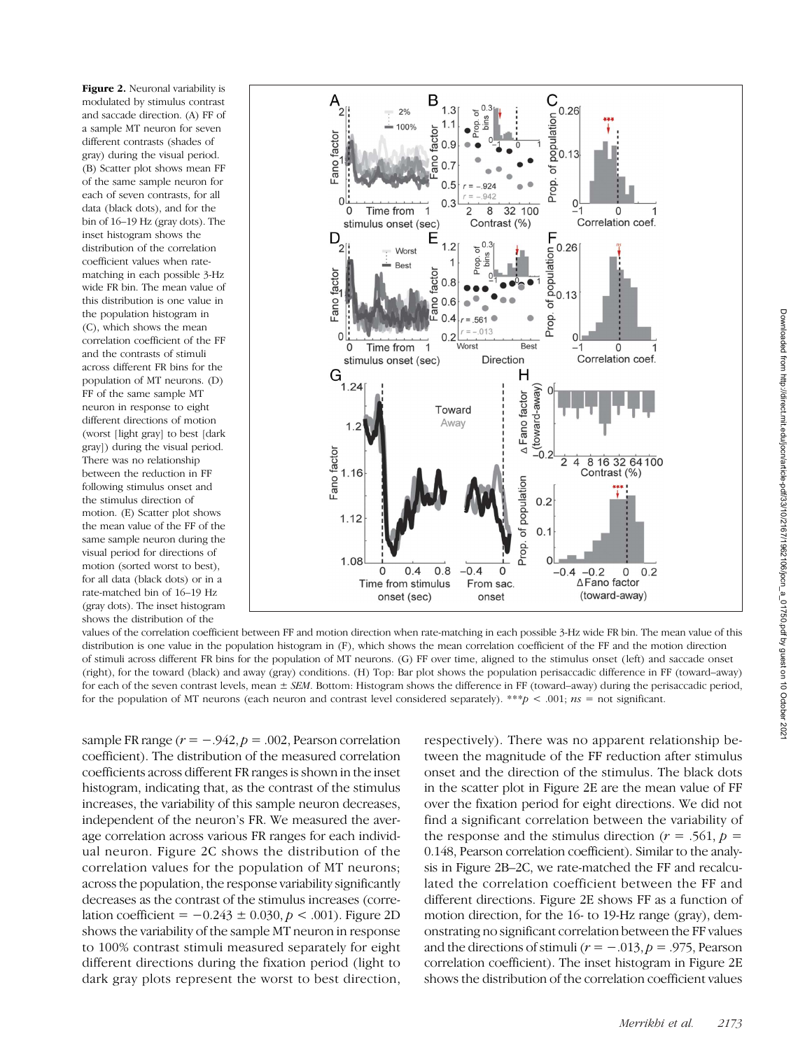**Figure 2.** Neuronal variability is modulated by stimulus contrast and saccade direction. (A) FF of a sample MT neuron for seven different contrasts (shades of gray) during the visual period. (B) Scatter plot shows mean FF of the same sample neuron for each of seven contrasts, for all data (black dots), and for the bin of 16–19 Hz (gray dots). The inset histogram shows the distribution of the correlation coefficient values when rate-matching in each possible 3-Hz wide FR bin. The mean value of this distribution is one value in the population histogram in (C), which shows the mean correlation coefficient of the FF and the contrasts of stimuli across different FR bins for the population of MT neurons. (D) FF of the same sample MT neuron in response to eight different directions of motion (worst [light gray] to best [dark gray]) during the visual period. There was no relationship between the reduction in FF following stimulus onset and the stimulus direction of motion. (E) Scatter plot shows the mean value of the FF of the same sample neuron during the visual period for directions of motion (sorted worst to best), for all data (black dots) or in a rate-matched bin of 16–19 Hz (gray dots). The inset histogram shows the distribution of the values of the correlation coefficient between FF and motion direction when rate-matching in each possible 3-Hz wide FR bin. The mean value of this distribution is one value in the population histogram in (F), which shows the mean correlation coefficient of the FF and the motion direction of stimuli across different FR bins for the population of MT neurons. (G) FF over time, aligned to the stimulus onset (left) and saccade onset (right), for the toward (black) and away (gray) conditions. (H) Top: Bar plot shows the population perisaccadic difference in FF (toward–away) for each of the seven contrast levels, mean ± *SEM*. Bottom: Histogram shows the difference in FF (toward–away) during the perisaccadic period, for the population of MT neurons (each neuron and contrast level considered separately). ***$p < .001$; *ns* = not significant.

sample FR range ($r = -.942, p = .002$, Pearson correlation coefficient). The distribution of the measured correlation coefficients across different FR ranges is shown in the inset histogram, indicating that, as the contrast of the stimulus increases, the variability of this sample neuron decreases, independent of the neuron's FR. We measured the average correlation across various FR ranges for each individual neuron. Figure 2C shows the distribution of the correlation values for the population of MT neurons; across the population, the response variability significantly decreases as the contrast of the stimulus increases (correlation coefficient $= -0.243 \pm 0.030, p < .001$). Figure 2D shows the variability of the sample MT neuron in response to 100% contrast stimuli measured separately for eight different directions during the fixation period (light to dark gray plots represent the worst to best direction, respectively). There was no apparent relationship between the magnitude of the FF reduction after stimulus onset and the direction of the stimulus. The black dots in the scatter plot in Figure 2E are the mean value of FF over the fixation period for eight directions. We did not find a significant correlation between the variability of the response and the stimulus direction ($r = .561, p = 0.148$, Pearson correlation coefficient). Similar to the analysis in Figure 2B–2C, we rate-matched the FF and recalculated the correlation coefficient between the FF and different directions. Figure 2E shows FF as a function of motion direction, for the 16- to 19-Hz range (gray), demonstrating no significant correlation between the FF values and the directions of stimuli ($r = -.013, p = .975$, Pearson correlation coefficient). The inset histogram in Figure 2E shows the distribution of the correlation coefficient values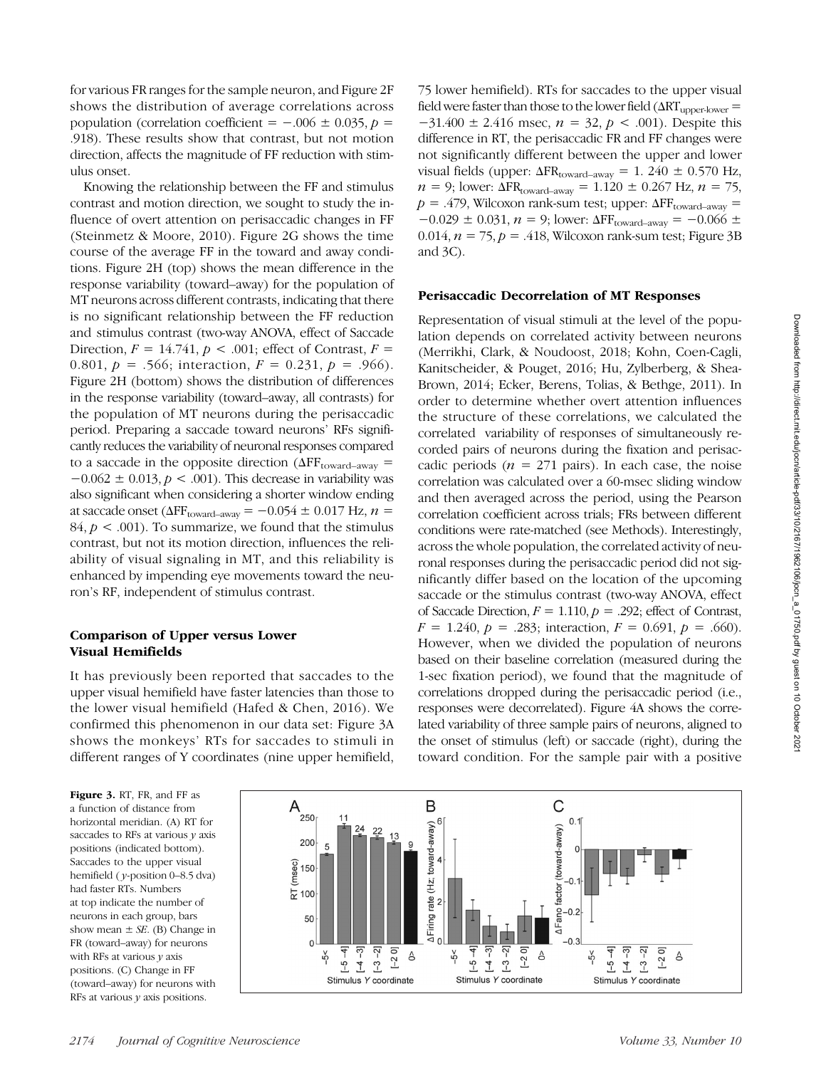for various FR ranges for the sample neuron, and Figure 2F shows the distribution of average correlations across population (correlation coefficient = −.006 ± 0.035, $p$ = .918). These results show that contrast, but not motion direction, affects the magnitude of FF reduction with stimulus onset.

Knowing the relationship between the FF and stimulus contrast and motion direction, we sought to study the influence of overt attention on perisaccadic changes in FF (Steinmetz & Moore, 2010). Figure 2G shows the time course of the average FF in the toward and away conditions. Figure 2H (top) shows the mean difference in the response variability (toward–away) for the population of MT neurons across different contrasts, indicating that there is no significant relationship between the FF reduction and stimulus contrast (two-way ANOVA, effect of Saccade Direction, $F$ = 14.741, $p$ < .001; effect of Contrast, $F$ = 0.801, $p$ = .566; interaction, $F$ = 0.231, $p$ = .966). Figure 2H (bottom) shows the distribution of differences in the response variability (toward–away, all contrasts) for the population of MT neurons during the perisaccadic period. Preparing a saccade toward neurons' RFs significantly reduces the variability of neuronal responses compared to a saccade in the opposite direction ($\Delta FF_{toward–away}$ = −0.062 ± 0.013, $p$ < .001). This decrease in variability was also significant when considering a shorter window ending at saccade onset ($\Delta FF_{toward–away}$ = −0.054 ± 0.017 Hz, $n$ = 84, $p$ < .001). To summarize, we found that the stimulus contrast, but not its motion direction, influences the reliability of visual signaling in MT, and this reliability is enhanced by impending eye movements toward the neuron's RF, independent of stimulus contrast.

## Comparison of Upper versus Lower Visual Hemifields

It has previously been reported that saccades to the upper visual hemifield have faster latencies than those to the lower visual hemifield (Hafed & Chen, 2016). We confirmed this phenomenon in our data set: Figure 3A shows the monkeys' RTs for saccades to stimuli in different ranges of Y coordinates (nine upper hemifield, 75 lower hemifield). RTs for saccades to the upper visual field were faster than those to the lower field ($\Delta RT_{upper-lower}$ = −31.400 ± 2.416 msec, $n$ = 32, $p$ < .001). Despite this difference in RT, the perisaccadic FR and FF changes were not significantly different between the upper and lower visual fields (upper: $\Delta FR_{toward–away}$ = 1. 240 ± 0.570 Hz, $n$ = 9; lower: $\Delta FR_{toward–away}$ = 1.120 ± 0.267 Hz, $n$ = 75, $p$ = .479, Wilcoxon rank-sum test; upper: $\Delta FF_{toward–away}$ = −0.029 ± 0.031, $n$ = 9; lower: $\Delta FF_{toward–away}$ = −0.066 ± 0.014, $n$ = 75, $p$ = .418, Wilcoxon rank-sum test; Figure 3B and 3C).

## Perisaccadic Decorrelation of MT Responses

Representation of visual stimuli at the level of the population depends on correlated activity between neurons (Merrikhi, Clark, & Noudoost, 2018; Kohn, Coen-Cagli, Kanitscheider, & Pouget, 2016; Hu, Zylberberg, & Shea-Brown, 2014; Ecker, Berens, Tolias, & Bethge, 2011). In order to determine whether overt attention influences the structure of these correlations, we calculated the correlated variability of responses of simultaneously recorded pairs of neurons during the fixation and perisaccadic periods ($n$ = 271 pairs). In each case, the noise correlation was calculated over a 60-msec sliding window and then averaged across the period, using the Pearson correlation coefficient across trials; FRs between different conditions were rate-matched (see Methods). Interestingly, across the whole population, the correlated activity of neuronal responses during the perisaccadic period did not significantly differ based on the location of the upcoming saccade or the stimulus contrast (two-way ANOVA, effect of Saccade Direction, $F$ = 1.110, $p$ = .292; effect of Contrast, $F$ = 1.240, $p$ = .283; interaction, $F$ = 0.691, $p$ = .660). However, when we divided the population of neurons based on their baseline correlation (measured during the 1-sec fixation period), we found that the magnitude of correlations dropped during the perisaccadic period (i.e., responses were decorrelated). Figure 4A shows the correlated variability of three sample pairs of neurons, aligned to the onset of stimulus (left) or saccade (right), during the toward condition. For the sample pair with a positive

**Figure 3.** RT, FR, and FF as a function of distance from horizontal meridian. (A) RT for saccades to RFs at various $y$ axis positions (indicated bottom). Saccades to the upper visual hemifield ($y$-position 0–8.5 dva) had faster RTs. Numbers at top indicate the number of neurons in each group, bars show mean ± $SE$. (B) Change in FR (toward–away) for neurons with RFs at various $y$ axis positions. (C) Change in FF (toward–away) for neurons with RFs at various $y$ axis positions.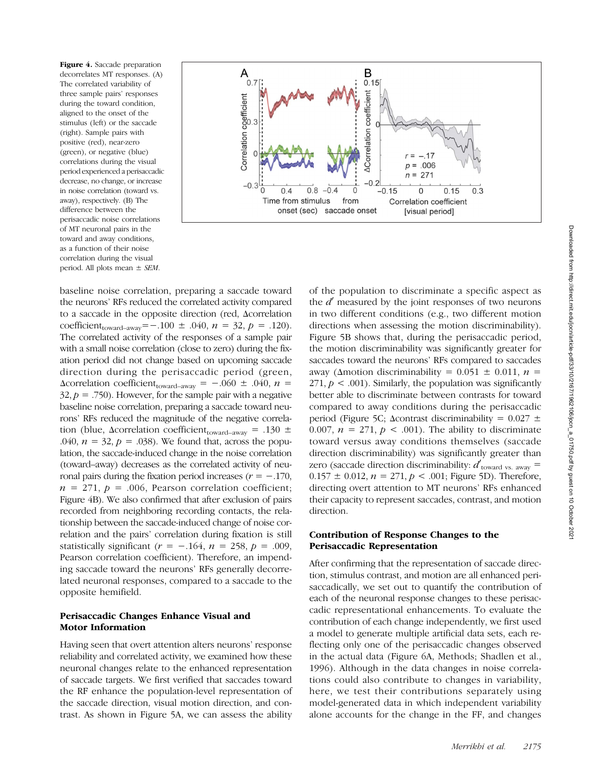**Figure 4.** Saccade preparation decorrelates MT responses. (A) The correlated variability of three sample pairs' responses during the toward condition, aligned to the onset of the stimulus (left) or the saccade (right). Sample pairs with positive (red), near-zero (green), or negative (blue) correlations during the visual period experienced a perisaccadic decrease, no change, or increase in noise correlation (toward vs. away), respectively. (B) The difference between the perisaccadic noise correlations of MT neuronal pairs in the toward and away conditions, as a function of their noise correlation during the visual period. All plots mean ± *SEM*.

baseline noise correlation, preparing a saccade toward the neurons' RFs reduced the correlated activity compared to a saccade in the opposite direction (red, Δcorrelation coefficient$_{\text{toward–away}}$ = −.100 ± .040, $n$ = 32, $p$ = .120). The correlated activity of the responses of a sample pair with a small noise correlation (close to zero) during the fixation period did not change based on upcoming saccade direction during the perisaccadic period (green, Δcorrelation coefficient$_{\text{toward–away}}$ = −.060 ± .040, $n$ = 32, $p$ = .750). However, for the sample pair with a negative baseline noise correlation, preparing a saccade toward neurons' RFs reduced the magnitude of the negative correlation (blue, Δcorrelation coefficient$_{\text{toward–away}}$ = .130 ± .040, $n$ = 32, $p$ = .038). We found that, across the population, the saccade-induced change in the noise correlation (toward–away) decreases as the correlated activity of neuronal pairs during the fixation period increases ($r$ = −.170, $n$ = 271, $p$ = .006, Pearson correlation coefficient; Figure 4B). We also confirmed that after exclusion of pairs recorded from neighboring recording contacts, the relationship between the saccade-induced change of noise correlation and the pairs' correlation during fixation is still statistically significant ($r$ = −.164, $n$ = 258, $p$ = .009, Pearson correlation coefficient). Therefore, an impending saccade toward the neurons' RFs generally decorrelated neuronal responses, compared to a saccade to the opposite hemifield.

### Perisaccadic Changes Enhance Visual and Motor Information

Having seen that overt attention alters neurons' response reliability and correlated activity, we examined how these neuronal changes relate to the enhanced representation of saccade targets. We first verified that saccades toward the RF enhance the population-level representation of the saccade direction, visual motion direction, and contrast. As shown in Figure 5A, we can assess the ability of the population to discriminate a specific aspect as the $d'$ measured by the joint responses of two neurons in two different conditions (e.g., two different motion directions when assessing the motion discriminability). Figure 5B shows that, during the perisaccadic period, the motion discriminability was significantly greater for saccades toward the neurons' RFs compared to saccades away (Δmotion discriminability = 0.051 ± 0.011, $n$ = 271, $p$ < .001). Similarly, the population was significantly better able to discriminate between contrasts for toward compared to away conditions during the perisaccadic period (Figure 5C; Δcontrast discriminability = 0.027 ± 0.007, $n$ = 271, $p$ < .001). The ability to discriminate toward versus away conditions themselves (saccade direction discriminability) was significantly greater than zero (saccade direction discriminability: $d'_{\text{toward vs. away}}$ = 0.157 ± 0.012, $n$ = 271, $p$ < .001; Figure 5D). Therefore, directing overt attention to MT neurons' RFs enhanced their capacity to represent saccades, contrast, and motion direction.

### Contribution of Response Changes to the Perisaccadic Representation

After confirming that the representation of saccade direction, stimulus contrast, and motion are all enhanced perisaccadically, we set out to quantify the contribution of each of the neuronal response changes to these perisaccadic representational enhancements. To evaluate the contribution of each change independently, we first used a model to generate multiple artificial data sets, each reflecting only one of the perisaccadic changes observed in the actual data (Figure 6A, Methods; Shadlen et al., 1996). Although in the data changes in noise correlations could also contribute to changes in variability, here, we test their contributions separately using model-generated data in which independent variability alone accounts for the change in the FF, and changes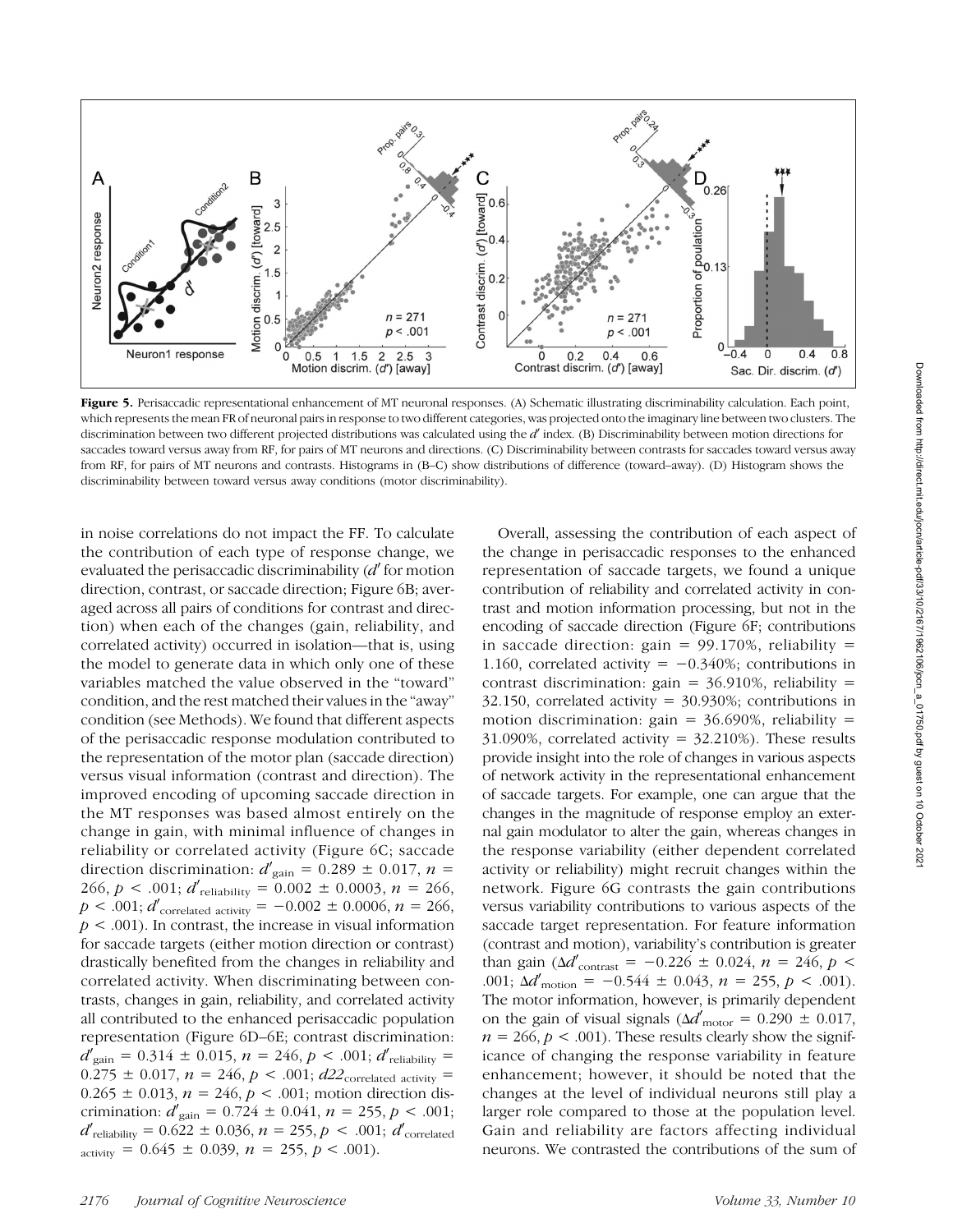**Figure 5.** Perisaccadic representational enhancement of MT neuronal responses. (A) Schematic illustrating discriminability calculation. Each point, which represents the mean FR of neuronal pairs in response to two different categories, was projected onto the imaginary line between two clusters. The discrimination between two different projected distributions was calculated using the $d'$ index. (B) Discriminability between motion directions for saccades toward versus away from RF, for pairs of MT neurons and directions. (C) Discriminability between contrasts for saccades toward versus away from RF, for pairs of MT neurons and contrasts. Histograms in (B–C) show distributions of difference (toward–away). (D) Histogram shows the discriminability between toward versus away conditions (motor discriminability).

in noise correlations do not impact the FF. To calculate the contribution of each type of response change, we evaluated the perisaccadic discriminability ($d'$ for motion direction, contrast, or saccade direction; Figure 6B; averaged across all pairs of conditions for contrast and direction) when each of the changes (gain, reliability, and correlated activity) occurred in isolation—that is, using the model to generate data in which only one of these variables matched the value observed in the "toward" condition, and the rest matched their values in the "away" condition (see Methods). We found that different aspects of the perisaccadic response modulation contributed to the representation of the motor plan (saccade direction) versus visual information (contrast and direction). The improved encoding of upcoming saccade direction in the MT responses was based almost entirely on the change in gain, with minimal influence of changes in reliability or correlated activity (Figure 6C; saccade direction discrimination: $d'_{\text{gain}} = 0.289 \pm 0.017$, $n = 266$, $p < .001$; $d'_{\text{reliability}} = 0.002 \pm 0.0003$, $n = 266$, $p < .001$; $d'_{\text{correlated activity}} = -0.002 \pm 0.0006$, $n = 266$, $p < .001$). In contrast, the increase in visual information for saccade targets (either motion direction or contrast) drastically benefited from the changes in reliability and correlated activity. When discriminating between contrasts, changes in gain, reliability, and correlated activity all contributed to the enhanced perisaccadic population representation (Figure 6D–6E; contrast discrimination: $d'_{\text{gain}} = 0.314 \pm 0.015$, $n = 246$, $p < .001$; $d'_{\text{reliability}} = 0.275 \pm 0.017$, $n = 246$, $p < .001$; $d22_{\text{correlated activity}} = 0.265 \pm 0.013$, $n = 246$, $p < .001$; motion direction discrimination: $d'_{\text{gain}} = 0.724 \pm 0.041$, $n = 255$, $p < .001$; $d'_{\text{reliability}} = 0.622 \pm 0.036$, $n = 255$, $p < .001$; $d'_{\text{correlated activity}} = 0.645 \pm 0.039$, $n = 255$, $p < .001$).

Overall, assessing the contribution of each aspect of the change in perisaccadic responses to the enhanced representation of saccade targets, we found a unique contribution of reliability and correlated activity in contrast and motion information processing, but not in the encoding of saccade direction (Figure 6F; contributions in saccade direction: gain = 99.170%, reliability = 1.160, correlated activity = −0.340%; contributions in contrast discrimination: gain = 36.910%, reliability = 32.150, correlated activity = 30.930%; contributions in motion discrimination: gain = 36.690%, reliability = 31.090%, correlated activity = 32.210%). These results provide insight into the role of changes in various aspects of network activity in the representational enhancement of saccade targets. For example, one can argue that the changes in the magnitude of response employ an external gain modulator to alter the gain, whereas changes in the response variability (either dependent correlated activity or reliability) might recruit changes within the network. Figure 6G contrasts the gain contributions versus variability contributions to various aspects of the saccade target representation. For feature information (contrast and motion), variability's contribution is greater than gain ($\Delta d'_{\text{contrast}} = -0.226 \pm 0.024$, $n = 246$, $p < .001$; $\Delta d'_{\text{motion}} = -0.544 \pm 0.043$, $n = 255$, $p < .001$). The motor information, however, is primarily dependent on the gain of visual signals ($\Delta d'_{\text{motor}} = 0.290 \pm 0.017$, $n = 266$, $p < .001$). These results clearly show the significance of changing the response variability in feature enhancement; however, it should be noted that the changes at the level of individual neurons still play a larger role compared to those at the population level. Gain and reliability are factors affecting individual neurons. We contrasted the contributions of the sum of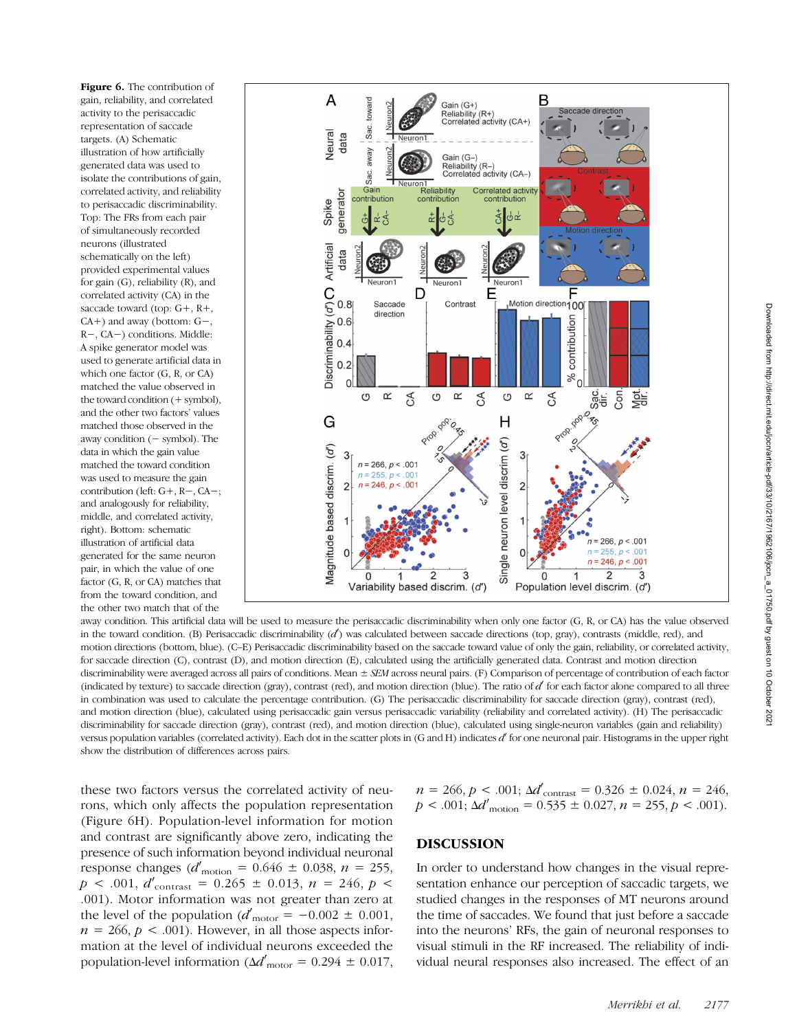**Figure 6.** The contribution of gain, reliability, and correlated activity to the perisaccadic representation of saccade targets. (A) Schematic illustration of how artificially generated data was used to isolate the contributions of gain, correlated activity, and reliability to perisaccadic discriminability. Top: The FRs from each pair of simultaneously recorded neurons (illustrated schematically on the left) provided experimental values for gain (G), reliability (R), and correlated activity (CA) in the saccade toward (top: G+, R+, CA+) and away (bottom: G−, R−, CA−) conditions. Middle: A spike generator model was used to generate artificial data in which one factor (G, R, or CA) matched the value observed in the toward condition (+ symbol), and the other two factors' values matched those observed in the away condition (− symbol). The data in which the gain value matched the toward condition was used to measure the gain contribution (left: G+, R−, CA−; and analogously for reliability, middle, and correlated activity, right). Bottom: schematic illustration of artificial data generated for the same neuron pair, in which the value of one factor (G, R, or CA) matches that from the toward condition, and the other two match that of the away condition. This artificial data will be used to measure the perisaccadic discriminability when only one factor (G, R, or CA) has the value observed in the toward condition. (B) Perisaccadic discriminability ($d'$) was calculated between saccade directions (top, gray), contrasts (middle, red), and motion directions (bottom, blue). (C–E) Perisaccadic discriminability based on the saccade toward value of only the gain, reliability, or correlated activity, for saccade direction (C), contrast (D), and motion direction (E), calculated using the artificially generated data. Contrast and motion direction discriminability were averaged across all pairs of conditions. Mean ± *SEM* across neural pairs. (F) Comparison of percentage of contribution of each factor (indicated by texture) to saccade direction (gray), contrast (red), and motion direction (blue). The ratio of $d'$ for each factor alone compared to all three in combination was used to calculate the percentage contribution. (G) The perisaccadic discriminability for saccade direction (gray), contrast (red), and motion direction (blue), calculated using perisaccadic gain versus perisaccadic variability (reliability and correlated activity). (H) The perisaccadic discriminability for saccade direction (gray), contrast (red), and motion direction (blue), calculated using single-neuron variables (gain and reliability) versus population variables (correlated activity). Each dot in the scatter plots in (G and H) indicates $d'$ for one neuronal pair. Histograms in the upper right show the distribution of differences across pairs.

these two factors versus the correlated activity of neurons, which only affects the population representation (Figure 6H). Population-level information for motion and contrast are significantly above zero, indicating the presence of such information beyond individual neuronal response changes ($d'_{motion} = 0.646 \pm 0.038$, $n = 255$, $p < .001$, $d'_{contrast} = 0.265 \pm 0.013$, $n = 246$, $p < .001$). Motor information was not greater than zero at the level of the population ($d'_{motor} = -0.002 \pm 0.001$, $n = 266$, $p < .001$). However, in all those aspects information at the level of individual neurons exceeded the population-level information ($\Delta d'_{motor} = 0.294 \pm 0.017$, $n = 266$, $p < .001$; $\Delta d'_{contrast} = 0.326 \pm 0.024$, $n = 246$, $p < .001$; $\Delta d'_{motion} = 0.535 \pm 0.027$, $n = 255$, $p < .001$).

## DISCUSSION

In order to understand how changes in the visual representation enhance our perception of saccadic targets, we studied changes in the responses of MT neurons around the time of saccades. We found that just before a saccade into the neurons' RFs, the gain of neuronal responses to visual stimuli in the RF increased. The reliability of individual neural responses also increased. The effect of an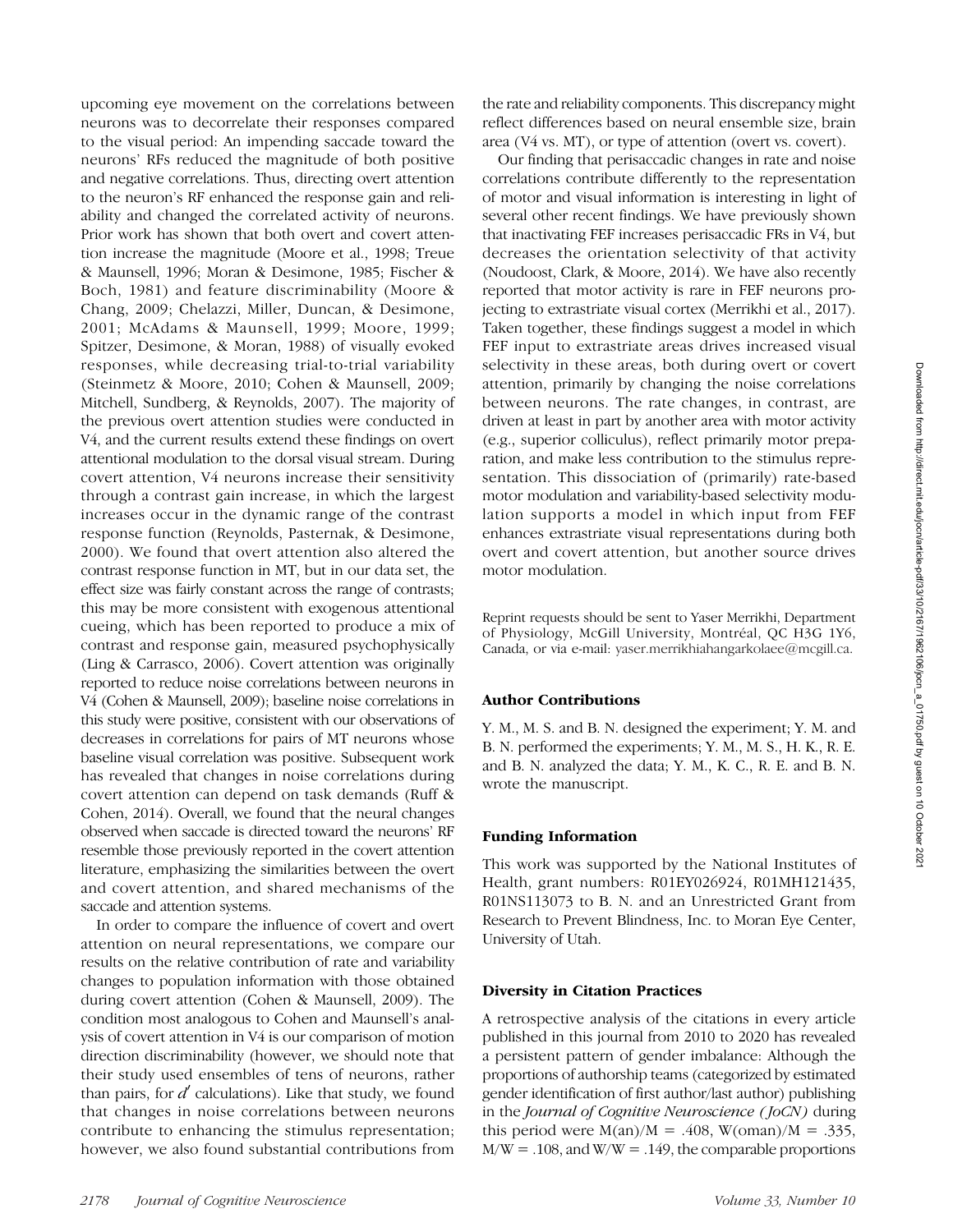upcoming eye movement on the correlations between neurons was to decorrelate their responses compared to the visual period: An impending saccade toward the neurons' RFs reduced the magnitude of both positive and negative correlations. Thus, directing overt attention to the neuron's RF enhanced the response gain and reliability and changed the correlated activity of neurons. Prior work has shown that both overt and covert attention increase the magnitude (Moore et al., 1998; Treue & Maunsell, 1996; Moran & Desimone, 1985; Fischer & Boch, 1981) and feature discriminability (Moore & Chang, 2009; Chelazzi, Miller, Duncan, & Desimone, 2001; McAdams & Maunsell, 1999; Moore, 1999; Spitzer, Desimone, & Moran, 1988) of visually evoked responses, while decreasing trial-to-trial variability (Steinmetz & Moore, 2010; Cohen & Maunsell, 2009; Mitchell, Sundberg, & Reynolds, 2007). The majority of the previous overt attention studies were conducted in V4, and the current results extend these findings on overt attentional modulation to the dorsal visual stream. During covert attention, V4 neurons increase their sensitivity through a contrast gain increase, in which the largest increases occur in the dynamic range of the contrast response function (Reynolds, Pasternak, & Desimone, 2000). We found that overt attention also altered the contrast response function in MT, but in our data set, the effect size was fairly constant across the range of contrasts; this may be more consistent with exogenous attentional cueing, which has been reported to produce a mix of contrast and response gain, measured psychophysically (Ling & Carrasco, 2006). Covert attention was originally reported to reduce noise correlations between neurons in V4 (Cohen & Maunsell, 2009); baseline noise correlations in this study were positive, consistent with our observations of decreases in correlations for pairs of MT neurons whose baseline visual correlation was positive. Subsequent work has revealed that changes in noise correlations during covert attention can depend on task demands (Ruff & Cohen, 2014). Overall, we found that the neural changes observed when saccade is directed toward the neurons' RF resemble those previously reported in the covert attention literature, emphasizing the similarities between the overt and covert attention, and shared mechanisms of the saccade and attention systems.

In order to compare the influence of covert and overt attention on neural representations, we compare our results on the relative contribution of rate and variability changes to population information with those obtained during covert attention (Cohen & Maunsell, 2009). The condition most analogous to Cohen and Maunsell's analysis of covert attention in V4 is our comparison of motion direction discriminability (however, we should note that their study used ensembles of tens of neurons, rather than pairs, for $d'$ calculations). Like that study, we found that changes in noise correlations between neurons contribute to enhancing the stimulus representation; however, we also found substantial contributions from the rate and reliability components. This discrepancy might reflect differences based on neural ensemble size, brain area (V4 vs. MT), or type of attention (overt vs. covert).

Our finding that perisaccadic changes in rate and noise correlations contribute differently to the representation of motor and visual information is interesting in light of several other recent findings. We have previously shown that inactivating FEF increases perisaccadic FRs in V4, but decreases the orientation selectivity of that activity (Noudoost, Clark, & Moore, 2014). We have also recently reported that motor activity is rare in FEF neurons projecting to extrastriate visual cortex (Merrikhi et al., 2017). Taken together, these findings suggest a model in which FEF input to extrastriate areas drives increased visual selectivity in these areas, both during overt or covert attention, primarily by changing the noise correlations between neurons. The rate changes, in contrast, are driven at least in part by another area with motor activity (e.g., superior colliculus), reflect primarily motor preparation, and make less contribution to the stimulus representation. This dissociation of (primarily) rate-based motor modulation and variability-based selectivity modulation supports a model in which input from FEF enhances extrastriate visual representations during both overt and covert attention, but another source drives motor modulation.

Reprint requests should be sent to Yaser Merrikhi, Department of Physiology, McGill University, Montréal, QC H3G 1Y6, Canada, or via e-mail: yaser.merrikhiahangarkolaee@mcgill.ca.

### Author Contributions

Y. M., M. S. and B. N. designed the experiment; Y. M. and B. N. performed the experiments; Y. M., M. S., H. K., R. E. and B. N. analyzed the data; Y. M., K. C., R. E. and B. N. wrote the manuscript.

### Funding Information

This work was supported by the National Institutes of Health, grant numbers: R01EY026924, R01MH121435, R01NS113073 to B. N. and an Unrestricted Grant from Research to Prevent Blindness, Inc. to Moran Eye Center, University of Utah.

### Diversity in Citation Practices

A retrospective analysis of the citations in every article published in this journal from 2010 to 2020 has revealed a persistent pattern of gender imbalance: Although the proportions of authorship teams (categorized by estimated gender identification of first author/last author) publishing in the *Journal of Cognitive Neuroscience* (*JoCN*) during this period were M(an)/M = .408, W(oman)/M = .335, M/W = .108, and W/W = .149, the comparable proportions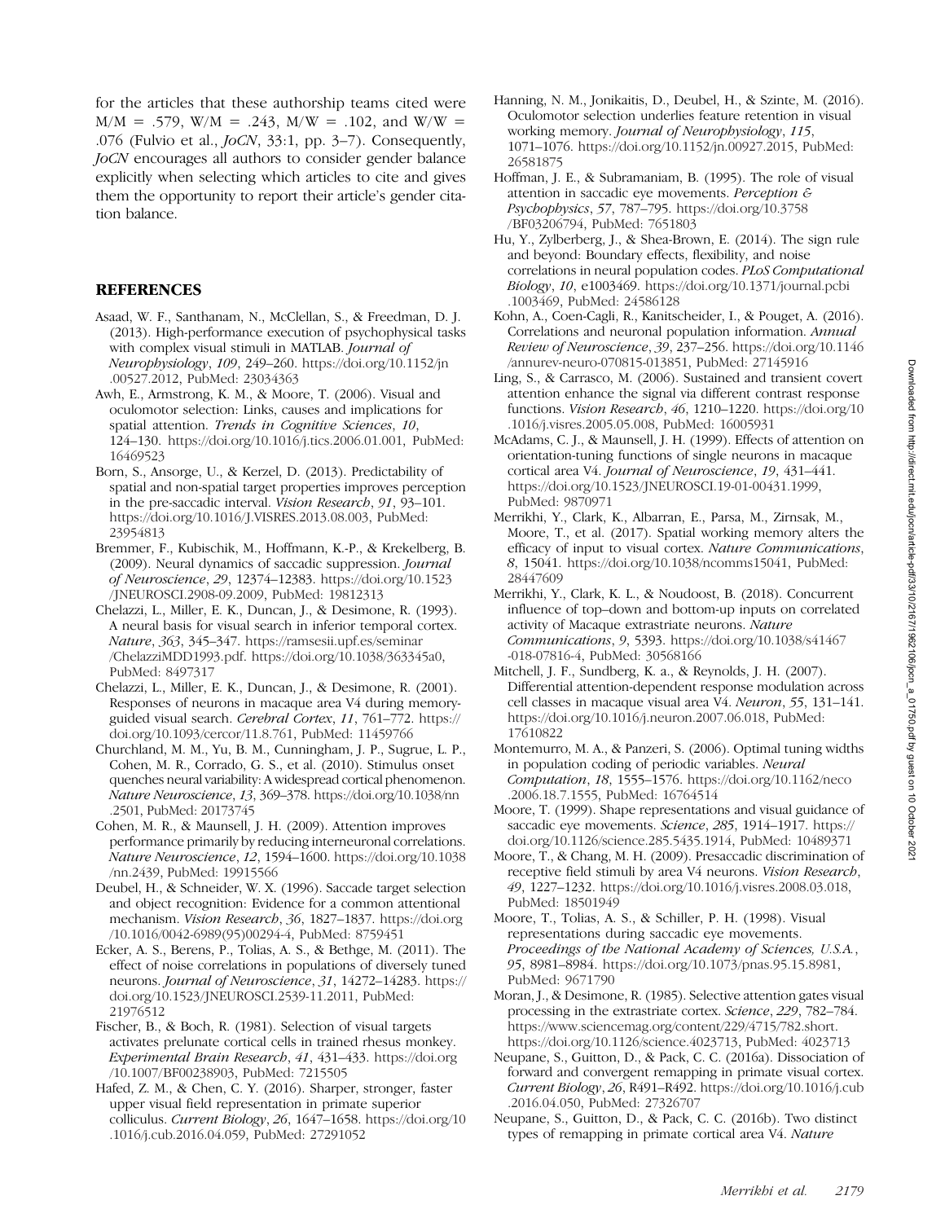for the articles that these authorship teams cited were M/M = .579, W/M = .243, M/W = .102, and W/W = .076 (Fulvio et al., *JoCN*, 33:1, pp. 3–7). Consequently, *JoCN* encourages all authors to consider gender balance explicitly when selecting which articles to cite and gives them the opportunity to report their article's gender citation balance.

## REFERENCES

Asaad, W. F., Santhanam, N., McClellan, S., & Freedman, D. J. (2013). High-performance execution of psychophysical tasks with complex visual stimuli in MATLAB. *Journal of Neurophysiology*, *109*, 249–260. https://doi.org/10.1152/jn.00527.2012, PubMed: 23034363

Awh, E., Armstrong, K. M., & Moore, T. (2006). Visual and oculomotor selection: Links, causes and implications for spatial attention. *Trends in Cognitive Sciences*, *10*, 124–130. https://doi.org/10.1016/j.tics.2006.01.001, PubMed: 16469523

Born, S., Ansorge, U., & Kerzel, D. (2013). Predictability of spatial and non-spatial target properties improves perception in the pre-saccadic interval. *Vision Research*, *91*, 93–101. https://doi.org/10.1016/J.VISRES.2013.08.003, PubMed: 23954813

Bremmer, F., Kubischik, M., Hoffmann, K.-P., & Krekelberg, B. (2009). Neural dynamics of saccadic suppression. *Journal of Neuroscience*, *29*, 12374–12383. https://doi.org/10.1523/JNEUROSCI.2908-09.2009, PubMed: 19812313

Chelazzi, L., Miller, E. K., Duncan, J., & Desimone, R. (1993). A neural basis for visual search in inferior temporal cortex. *Nature*, *363*, 345–347. https://ramsesii.upf.es/seminar/ChelazziMDD1993.pdf. https://doi.org/10.1038/363345a0, PubMed: 8497317

Chelazzi, L., Miller, E. K., Duncan, J., & Desimone, R. (2001). Responses of neurons in macaque area V4 during memory-guided visual search. *Cerebral Cortex*, *11*, 761–772. https://doi.org/10.1093/cercor/11.8.761, PubMed: 11459766

Churchland, M. M., Yu, B. M., Cunningham, J. P., Sugrue, L. P., Cohen, M. R., Corrado, G. S., et al. (2010). Stimulus onset quenches neural variability: A widespread cortical phenomenon. *Nature Neuroscience*, *13*, 369–378. https://doi.org/10.1038/nn.2501, PubMed: 20173745

Cohen, M. R., & Maunsell, J. H. (2009). Attention improves performance primarily by reducing interneuronal correlations. *Nature Neuroscience*, *12*, 1594–1600. https://doi.org/10.1038/nn.2439, PubMed: 19915566

Deubel, H., & Schneider, W. X. (1996). Saccade target selection and object recognition: Evidence for a common attentional mechanism. *Vision Research*, *36*, 1827–1837. https://doi.org/10.1016/0042-6989(95)00294-4, PubMed: 8759451

Ecker, A. S., Berens, P., Tolias, A. S., & Bethge, M. (2011). The effect of noise correlations in populations of diversely tuned neurons. *Journal of Neuroscience*, *31*, 14272–14283. https://doi.org/10.1523/JNEUROSCI.2539-11.2011, PubMed: 21976512

Fischer, B., & Boch, R. (1981). Selection of visual targets activates prelunate cortical cells in trained rhesus monkey. *Experimental Brain Research*, *41*, 431–433. https://doi.org/10.1007/BF00238903, PubMed: 7215505

Hafed, Z. M., & Chen, C. Y. (2016). Sharper, stronger, faster upper visual field representation in primate superior colliculus. *Current Biology*, *26*, 1647–1658. https://doi.org/10.1016/j.cub.2016.04.059, PubMed: 27291052

Hanning, N. M., Jonikaitis, D., Deubel, H., & Szinte, M. (2016). Oculomotor selection underlies feature retention in visual working memory. *Journal of Neurophysiology*, *115*, 1071–1076. https://doi.org/10.1152/jn.00927.2015, PubMed: 26581875

Hoffman, J. E., & Subramaniam, B. (1995). The role of visual attention in saccadic eye movements. *Perception & Psychophysics*, *57*, 787–795. https://doi.org/10.3758/BF03206794, PubMed: 7651803

Hu, Y., Zylberberg, J., & Shea-Brown, E. (2014). The sign rule and beyond: Boundary effects, flexibility, and noise correlations in neural population codes. *PLoS Computational Biology*, *10*, e1003469. https://doi.org/10.1371/journal.pcbi.1003469, PubMed: 24586128

Kohn, A., Coen-Cagli, R., Kanitscheider, I., & Pouget, A. (2016). Correlations and neuronal population information. *Annual Review of Neuroscience*, *39*, 237–256. https://doi.org/10.1146/annurev-neuro-070815-013851, PubMed: 27145916

Ling, S., & Carrasco, M. (2006). Sustained and transient covert attention enhance the signal via different contrast response functions. *Vision Research*, *46*, 1210–1220. https://doi.org/10.1016/j.visres.2005.05.008, PubMed: 16005931

McAdams, C. J., & Maunsell, J. H. (1999). Effects of attention on orientation-tuning functions of single neurons in macaque cortical area V4. *Journal of Neuroscience*, *19*, 431–441. https://doi.org/10.1523/JNEUROSCI.19-01-00431.1999, PubMed: 9870971

Merrikhi, Y., Clark, K., Albarran, E., Parsa, M., Zirnsak, M., Moore, T., et al. (2017). Spatial working memory alters the efficacy of input to visual cortex. *Nature Communications*, *8*, 15041. https://doi.org/10.1038/ncomms15041, PubMed: 28447609

Merrikhi, Y., Clark, K. L., & Noudoost, B. (2018). Concurrent influence of top–down and bottom-up inputs on correlated activity of Macaque extrastriate neurons. *Nature Communications*, *9*, 5393. https://doi.org/10.1038/s41467-018-07816-4, PubMed: 30568166

Mitchell, J. F., Sundberg, K. a., & Reynolds, J. H. (2007). Differential attention-dependent response modulation across cell classes in macaque visual area V4. *Neuron*, *55*, 131–141. https://doi.org/10.1016/j.neuron.2007.06.018, PubMed: 17610822

Montemurro, M. A., & Panzeri, S. (2006). Optimal tuning widths in population coding of periodic variables. *Neural Computation*, *18*, 1555–1576. https://doi.org/10.1162/neco.2006.18.7.1555, PubMed: 16764514

Moore, T. (1999). Shape representations and visual guidance of saccadic eye movements. *Science*, *285*, 1914–1917. https://doi.org/10.1126/science.285.5435.1914, PubMed: 10489371

Moore, T., & Chang, M. H. (2009). Presaccadic discrimination of receptive field stimuli by area V4 neurons. *Vision Research*, *49*, 1227–1232. https://doi.org/10.1016/j.visres.2008.03.018, PubMed: 18501949

Moore, T., Tolias, A. S., & Schiller, P. H. (1998). Visual representations during saccadic eye movements. *Proceedings of the National Academy of Sciences, U.S.A.*, *95*, 8981–8984. https://doi.org/10.1073/pnas.95.15.8981, PubMed: 9671790

Moran, J., & Desimone, R. (1985). Selective attention gates visual processing in the extrastriate cortex. *Science*, *229*, 782–784. https://www.sciencemag.org/content/229/4715/782.short. https://doi.org/10.1126/science.4023713, PubMed: 4023713

Neupane, S., Guitton, D., & Pack, C. C. (2016a). Dissociation of forward and convergent remapping in primate visual cortex. *Current Biology*, *26*, R491–R492. https://doi.org/10.1016/j.cub.2016.04.050, PubMed: 27326707

Neupane, S., Guitton, D., & Pack, C. C. (2016b). Two distinct types of remapping in primate cortical area V4. *Nature*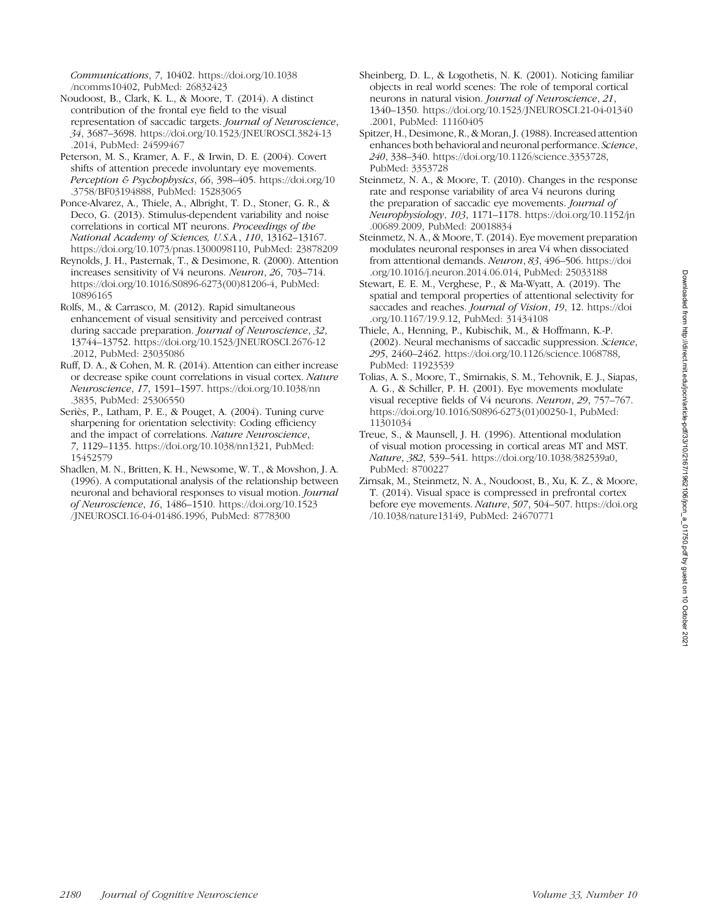*Communications*, *7*, 10402. https://doi.org/10.1038/ncomms10402, PubMed: 26832423

Noudoost, B., Clark, K. L., & Moore, T. (2014). A distinct contribution of the frontal eye field to the visual representation of saccadic targets. *Journal of Neuroscience*, *34*, 3687–3698. https://doi.org/10.1523/JNEUROSCI.3824-13.2014, PubMed: 24599467

Peterson, M. S., Kramer, A. F., & Irwin, D. E. (2004). Covert shifts of attention precede involuntary eye movements. *Perception & Psychophysics*, *66*, 398–405. https://doi.org/10.3758/BF03194888, PubMed: 15283065

Ponce-Alvarez, A., Thiele, A., Albright, T. D., Stoner, G. R., & Deco, G. (2013). Stimulus-dependent variability and noise correlations in cortical MT neurons. *Proceedings of the National Academy of Sciences, U.S.A.*, *110*, 13162–13167. https://doi.org/10.1073/pnas.1300098110, PubMed: 23878209

Reynolds, J. H., Pasternak, T., & Desimone, R. (2000). Attention increases sensitivity of V4 neurons. *Neuron*, *26*, 703–714. https://doi.org/10.1016/S0896-6273(00)81206-4, PubMed: 10896165

Rolfs, M., & Carrasco, M. (2012). Rapid simultaneous enhancement of visual sensitivity and perceived contrast during saccade preparation. *Journal of Neuroscience*, *32*, 13744–13752. https://doi.org/10.1523/JNEUROSCI.2676-12.2012, PubMed: 23035086

Ruff, D. A., & Cohen, M. R. (2014). Attention can either increase or decrease spike count correlations in visual cortex. *Nature Neuroscience*, *17*, 1591–1597. https://doi.org/10.1038/nn.3835, PubMed: 25306550

Seriès, P., Latham, P. E., & Pouget, A. (2004). Tuning curve sharpening for orientation selectivity: Coding efficiency and the impact of correlations. *Nature Neuroscience*, *7*, 1129–1135. https://doi.org/10.1038/nn1321, PubMed: 15452579

Shadlen, M. N., Britten, K. H., Newsome, W. T., & Movshon, J. A. (1996). A computational analysis of the relationship between neuronal and behavioral responses to visual motion. *Journal of Neuroscience*, *16*, 1486–1510. https://doi.org/10.1523/JNEUROSCI.16-04-01486.1996, PubMed: 8778300

Sheinberg, D. L., & Logothetis, N. K. (2001). Noticing familiar objects in real world scenes: The role of temporal cortical neurons in natural vision. *Journal of Neuroscience*, *21*, 1340–1350. https://doi.org/10.1523/JNEUROSCI.21-04-01340.2001, PubMed: 11160405

Spitzer, H., Desimone, R., & Moran, J. (1988). Increased attention enhances both behavioral and neuronal performance. *Science*, *240*, 338–340. https://doi.org/10.1126/science.3353728, PubMed: 3353728

Steinmetz, N. A., & Moore, T. (2010). Changes in the response rate and response variability of area V4 neurons during the preparation of saccadic eye movements. *Journal of Neurophysiology*, *103*, 1171–1178. https://doi.org/10.1152/jn.00689.2009, PubMed: 20018834

Steinmetz, N. A., & Moore, T. (2014). Eye movement preparation modulates neuronal responses in area V4 when dissociated from attentional demands. *Neuron*, *83*, 496–506. https://doi.org/10.1016/j.neuron.2014.06.014, PubMed: 25033188

Stewart, E. E. M., Verghese, P., & Ma-Wyatt, A. (2019). The spatial and temporal properties of attentional selectivity for saccades and reaches. *Journal of Vision*, *19*, 12. https://doi.org/10.1167/19.9.12, PubMed: 31434108

Thiele, A., Henning, P., Kubischik, M., & Hoffmann, K.-P. (2002). Neural mechanisms of saccadic suppression. *Science*, *295*, 2460–2462. https://doi.org/10.1126/science.1068788, PubMed: 11923539

Tolias, A. S., Moore, T., Smirnakis, S. M., Tehovnik, E. J., Siapas, A. G., & Schiller, P. H. (2001). Eye movements modulate visual receptive fields of V4 neurons. *Neuron*, *29*, 757–767. https://doi.org/10.1016/S0896-6273(01)00250-1, PubMed: 11301034

Treue, S., & Maunsell, J. H. (1996). Attentional modulation of visual motion processing in cortical areas MT and MST. *Nature*, *382*, 539–541. https://doi.org/10.1038/382539a0, PubMed: 8700227

Zirnsak, M., Steinmetz, N. A., Noudoost, B., Xu, K. Z., & Moore, T. (2014). Visual space is compressed in prefrontal cortex before eye movements. *Nature*, *507*, 504–507. https://doi.org/10.1038/nature13149, PubMed: 24670771